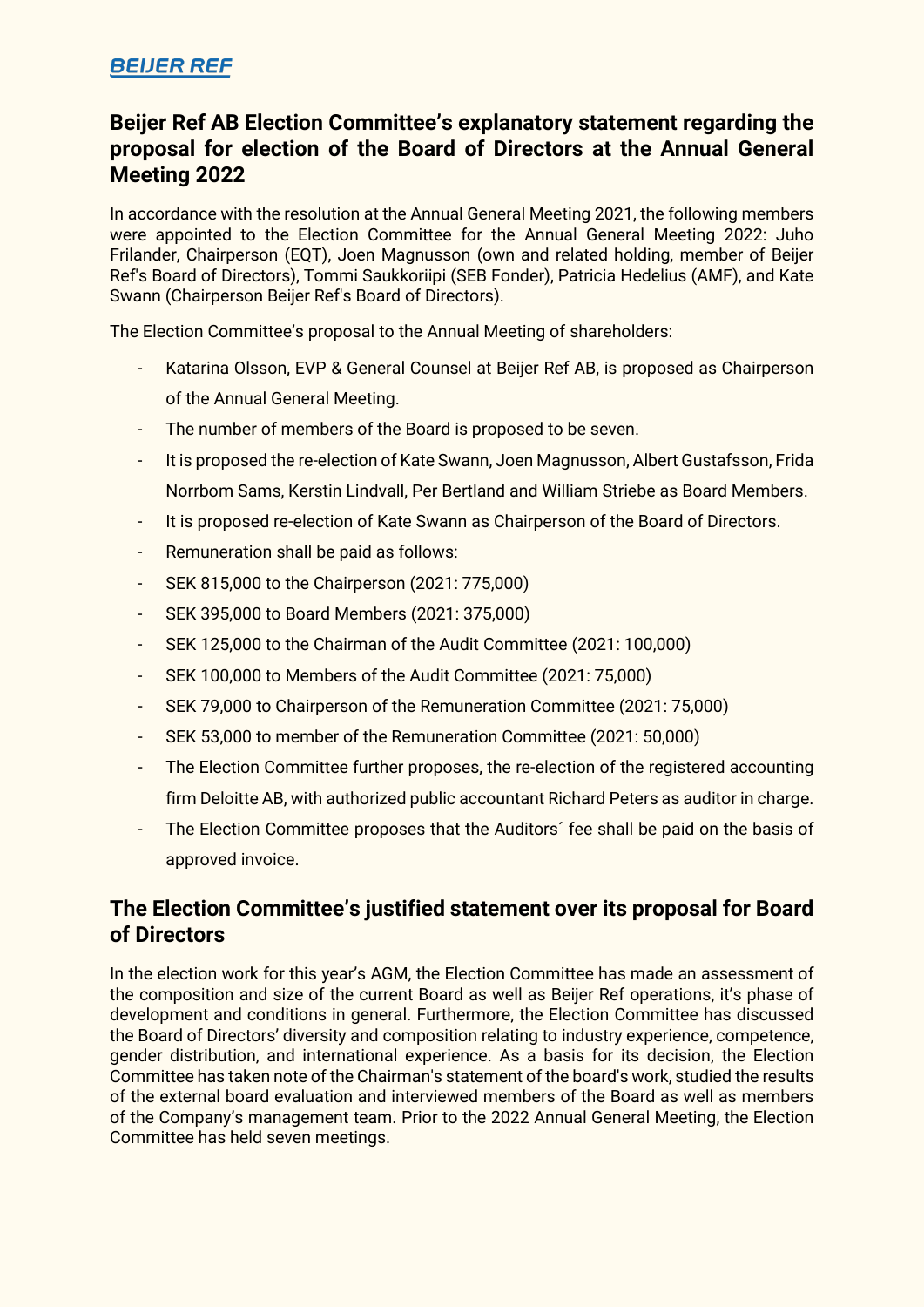BEIJER REF

## Beijer Ref AB Election Committee's explanatory statement regarding the proposal for election of the Board of Directors at the Annual General Meeting 2022

In accordance with the resolution at the Annual General Meeting 2021, the following members were appointed to the Election Committee for the Annual General Meeting 2022: Juho Frilander, Chairperson (EQT), Joen Magnusson (own and related holding, member of Beijer Ref's Board of Directors), Tommi Saukkoriipi (SEB Fonder), Patricia Hedelius (AMF), and Kate Swann (Chairperson Beijer Ref's Board of Directors).

The Election Committee's proposal to the Annual Meeting of shareholders:

- Katarina Olsson, EVP & General Counsel at Beijer Ref AB, is proposed as Chairperson of the Annual General Meeting.
- The number of members of the Board is proposed to be seven.
- It is proposed the re-election of Kate Swann, Joen Magnusson, Albert Gustafsson, Frida Norrbom Sams, Kerstin Lindvall, Per Bertland and William Striebe as Board Members.
- It is proposed re-election of Kate Swann as Chairperson of the Board of Directors.
- Remuneration shall be paid as follows:
- SEK 815,000 to the Chairperson (2021: 775,000)
- SEK 395,000 to Board Members (2021: 375,000)
- SEK 125,000 to the Chairman of the Audit Committee (2021: 100,000)
- SEK 100,000 to Members of the Audit Committee (2021: 75,000)
- SEK 79,000 to Chairperson of the Remuneration Committee (2021: 75,000)
- SEK 53,000 to member of the Remuneration Committee (2021: 50,000)
- The Election Committee further proposes, the re-election of the registered accounting firm Deloitte AB, with authorized public accountant Richard Peters as auditor in charge.
- The Election Committee proposes that the Auditors´ fee shall be paid on the basis of approved invoice.

## The Election Committee's justified statement over its proposal for Board of Directors

In the election work for this year's AGM, the Election Committee has made an assessment of the composition and size of the current Board as well as Beijer Ref operations, it's phase of development and conditions in general. Furthermore, the Election Committee has discussed the Board of Directors' diversity and composition relating to industry experience, competence, gender distribution, and international experience. As a basis for its decision, the Election Committee has taken note of the Chairman's statement of the board's work, studied the results of the external board evaluation and interviewed members of the Board as well as members of the Company's management team. Prior to the 2022 Annual General Meeting, the Election Committee has held seven meetings.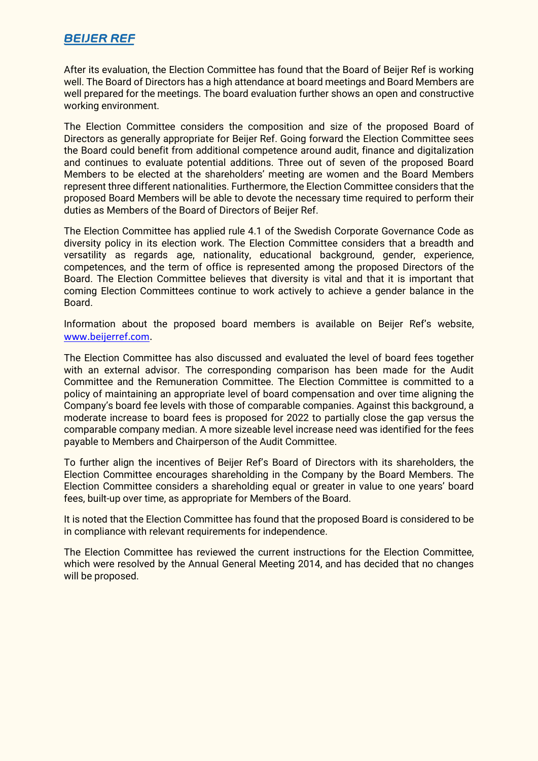After its evaluation, the Election Committee has found that the Board of Beijer Ref is working well. The Board of Directors has a high attendance at board meetings and Board Members are well prepared for the meetings. The board evaluation further shows an open and constructive working environment.

The Election Committee considers the composition and size of the proposed Board of Directors as generally appropriate for Beijer Ref. Going forward the Election Committee sees the Board could benefit from additional competence around audit, finance and digitalization and continues to evaluate potential additions. Three out of seven of the proposed Board Members to be elected at the shareholders' meeting are women and the Board Members represent three different nationalities. Furthermore, the Election Committee considers that the proposed Board Members will be able to devote the necessary time required to perform their duties as Members of the Board of Directors of Beijer Ref.

The Election Committee has applied rule 4.1 of the Swedish Corporate Governance Code as diversity policy in its election work. The Election Committee considers that a breadth and versatility as regards age, nationality, educational background, gender, experience, competences, and the term of office is represented among the proposed Directors of the Board. The Election Committee believes that diversity is vital and that it is important that coming Election Committees continue to work actively to achieve a gender balance in the Board.

Information about the proposed board members is available on Beijer Ref's website, www.beijerref.com.

The Election Committee has also discussed and evaluated the level of board fees together with an external advisor. The corresponding comparison has been made for the Audit Committee and the Remuneration Committee. The Election Committee is committed to a policy of maintaining an appropriate level of board compensation and over time aligning the Company's board fee levels with those of comparable companies. Against this background, a moderate increase to board fees is proposed for 2022 to partially close the gap versus the comparable company median. A more sizeable level increase need was identified for the fees payable to Members and Chairperson of the Audit Committee.

To further align the incentives of Beijer Ref's Board of Directors with its shareholders, the Election Committee encourages shareholding in the Company by the Board Members. The Election Committee considers a shareholding equal or greater in value to one years' board fees, built-up over time, as appropriate for Members of the Board.

It is noted that the Election Committee has found that the proposed Board is considered to be in compliance with relevant requirements for independence.

The Election Committee has reviewed the current instructions for the Election Committee, which were resolved by the Annual General Meeting 2014, and has decided that no changes will be proposed.